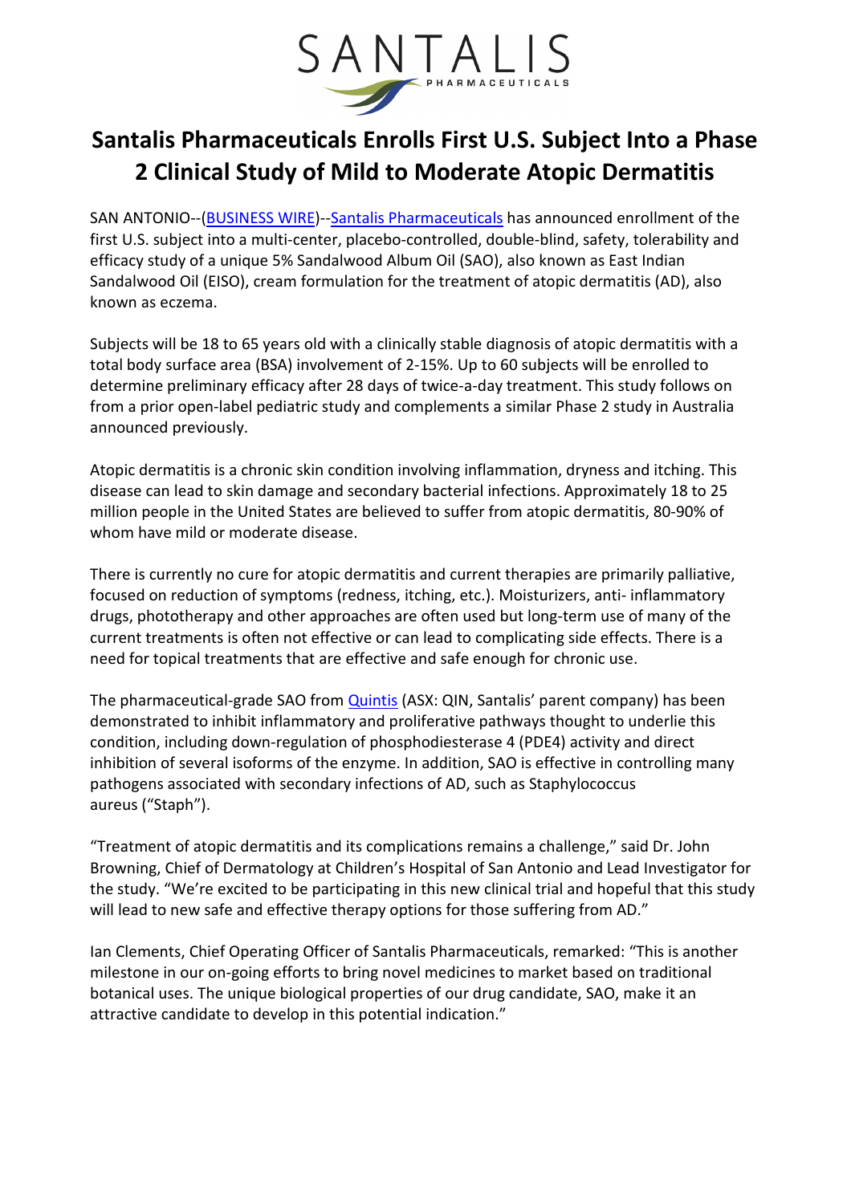SANTALIS PHARMACEUTICALS

# Santalis Pharmaceuticals Enrolls First U.S. Subject Into a Phase 2 Clinical Study of Mild to Moderate Atopic Dermatitis

SAN ANTONIO--(BUSINESS WIRE)--Santalis Pharmaceuticals has announced enrollment of the first U.S. subject into a multi-center, placebo-controlled, double-blind, safety, tolerability and efficacy study of a unique 5% Sandalwood Album Oil (SAO), also known as East Indian Sandalwood Oil (EISO), cream formulation for the treatment of atopic dermatitis (AD), also known as eczema.

Subjects will be 18 to 65 years old with a clinically stable diagnosis of atopic dermatitis with a total body surface area (BSA) involvement of 2-15%. Up to 60 subjects will be enrolled to determine preliminary efficacy after 28 days of twice-a-day treatment. This study follows on from a prior open-label pediatric study and complements a similar Phase 2 study in Australia announced previously.

Atopic dermatitis is a chronic skin condition involving inflammation, dryness and itching. This disease can lead to skin damage and secondary bacterial infections. Approximately 18 to 25 million people in the United States are believed to suffer from atopic dermatitis, 80-90% of whom have mild or moderate disease.

There is currently no cure for atopic dermatitis and current therapies are primarily palliative, focused on reduction of symptoms (redness, itching, etc.). Moisturizers, anti- inflammatory drugs, phototherapy and other approaches are often used but long-term use of many of the current treatments is often not effective or can lead to complicating side effects. There is a need for topical treatments that are effective and safe enough for chronic use.

The pharmaceutical-grade SAO from Quintis (ASX: QIN, Santalis' parent company) has been demonstrated to inhibit inflammatory and proliferative pathways thought to underlie this condition, including down-regulation of phosphodiesterase 4 (PDE4) activity and direct inhibition of several isoforms of the enzyme. In addition, SAO is effective in controlling many pathogens associated with secondary infections of AD, such as Staphylococcus aureus ("Staph").

"Treatment of atopic dermatitis and its complications remains a challenge," said Dr. John Browning, Chief of Dermatology at Children's Hospital of San Antonio and Lead Investigator for the study. "We're excited to be participating in this new clinical trial and hopeful that this study will lead to new safe and effective therapy options for those suffering from AD."

Ian Clements, Chief Operating Officer of Santalis Pharmaceuticals, remarked: "This is another milestone in our on-going efforts to bring novel medicines to market based on traditional botanical uses. The unique biological properties of our drug candidate, SAO, make it an attractive candidate to develop in this potential indication."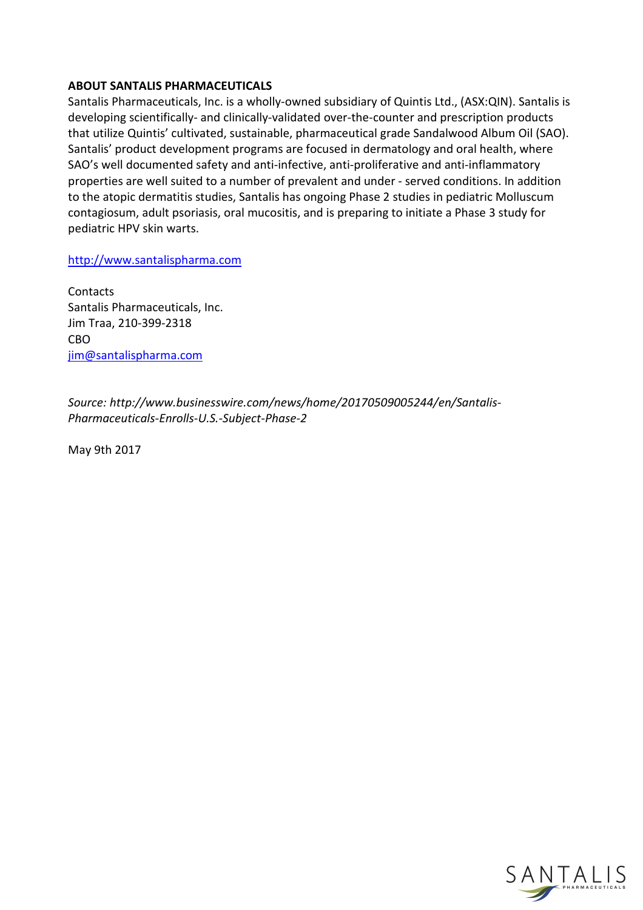**ABOUT SANTALIS PHARMACEUTICALS**

Santalis Pharmaceuticals, Inc. is a wholly-owned subsidiary of Quintis Ltd., (ASX:QIN). Santalis is developing scientifically- and clinically-validated over-the-counter and prescription products that utilize Quintis' cultivated, sustainable, pharmaceutical grade Sandalwood Album Oil (SAO). Santalis' product development programs are focused in dermatology and oral health, where SAO's well documented safety and anti-infective, anti-proliferative and anti-inflammatory properties are well suited to a number of prevalent and under - served conditions. In addition to the atopic dermatitis studies, Santalis has ongoing Phase 2 studies in pediatric Molluscum contagiosum, adult psoriasis, oral mucositis, and is preparing to initiate a Phase 3 study for pediatric HPV skin warts.

http://www.santalispharma.com

Contacts
Santalis Pharmaceuticals, Inc.
Jim Traa, 210-399-2318
CBO
jim@santalispharma.com

*Source: http://www.businesswire.com/news/home/20170509005244/en/Santalis-Pharmaceuticals-Enrolls-U.S.-Subject-Phase-2*

May 9th 2017